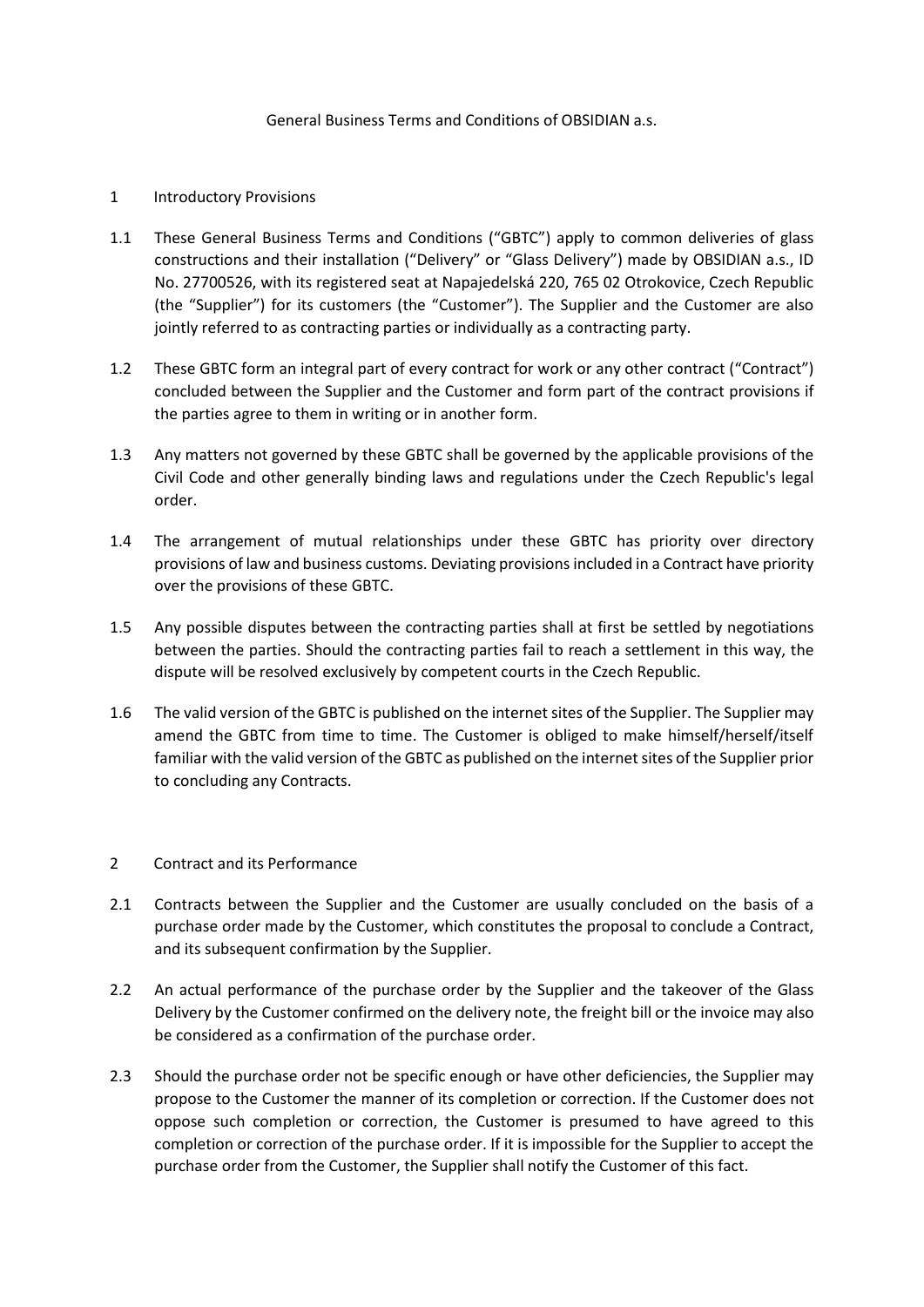# General Business Terms and Conditions of OBSIDIAN a.s.

## 1 Introductory Provisions

1.1 These General Business Terms and Conditions ("GBTC") apply to common deliveries of glass constructions and their installation ("Delivery" or "Glass Delivery") made by OBSIDIAN a.s., ID No. 27700526, with its registered seat at Napajedelská 220, 765 02 Otrokovice, Czech Republic (the "Supplier") for its customers (the "Customer"). The Supplier and the Customer are also jointly referred to as contracting parties or individually as a contracting party.

1.2 These GBTC form an integral part of every contract for work or any other contract ("Contract") concluded between the Supplier and the Customer and form part of the contract provisions if the parties agree to them in writing or in another form.

1.3 Any matters not governed by these GBTC shall be governed by the applicable provisions of the Civil Code and other generally binding laws and regulations under the Czech Republic's legal order.

1.4 The arrangement of mutual relationships under these GBTC has priority over directory provisions of law and business customs. Deviating provisions included in a Contract have priority over the provisions of these GBTC.

1.5 Any possible disputes between the contracting parties shall at first be settled by negotiations between the parties. Should the contracting parties fail to reach a settlement in this way, the dispute will be resolved exclusively by competent courts in the Czech Republic.

1.6 The valid version of the GBTC is published on the internet sites of the Supplier. The Supplier may amend the GBTC from time to time. The Customer is obliged to make himself/herself/itself familiar with the valid version of the GBTC as published on the internet sites of the Supplier prior to concluding any Contracts.

## 2 Contract and its Performance

2.1 Contracts between the Supplier and the Customer are usually concluded on the basis of a purchase order made by the Customer, which constitutes the proposal to conclude a Contract, and its subsequent confirmation by the Supplier.

2.2 An actual performance of the purchase order by the Supplier and the takeover of the Glass Delivery by the Customer confirmed on the delivery note, the freight bill or the invoice may also be considered as a confirmation of the purchase order.

2.3 Should the purchase order not be specific enough or have other deficiencies, the Supplier may propose to the Customer the manner of its completion or correction. If the Customer does not oppose such completion or correction, the Customer is presumed to have agreed to this completion or correction of the purchase order. If it is impossible for the Supplier to accept the purchase order from the Customer, the Supplier shall notify the Customer of this fact.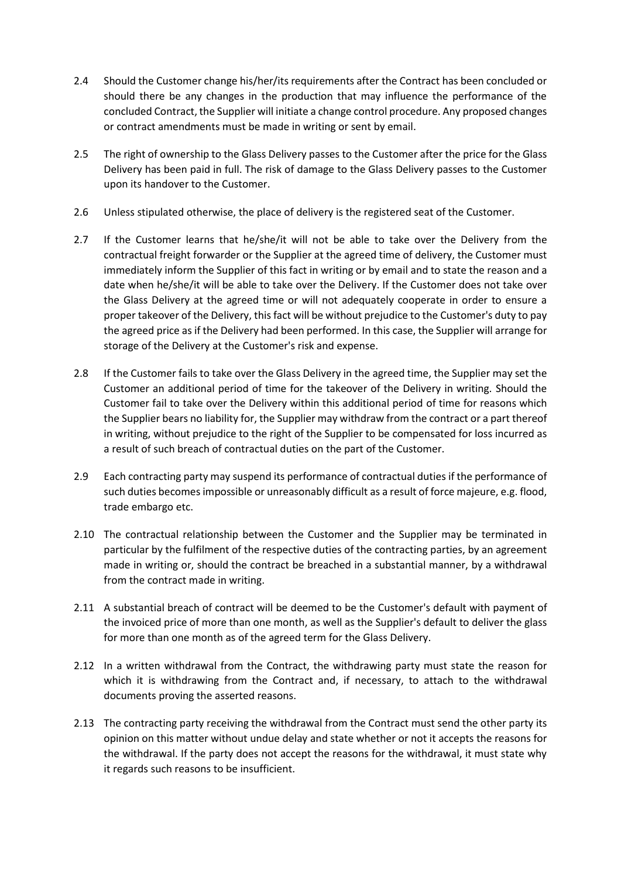2.4 Should the Customer change his/her/its requirements after the Contract has been concluded or should there be any changes in the production that may influence the performance of the concluded Contract, the Supplier will initiate a change control procedure. Any proposed changes or contract amendments must be made in writing or sent by email.

2.5 The right of ownership to the Glass Delivery passes to the Customer after the price for the Glass Delivery has been paid in full. The risk of damage to the Glass Delivery passes to the Customer upon its handover to the Customer.

2.6 Unless stipulated otherwise, the place of delivery is the registered seat of the Customer.

2.7 If the Customer learns that he/she/it will not be able to take over the Delivery from the contractual freight forwarder or the Supplier at the agreed time of delivery, the Customer must immediately inform the Supplier of this fact in writing or by email and to state the reason and a date when he/she/it will be able to take over the Delivery. If the Customer does not take over the Glass Delivery at the agreed time or will not adequately cooperate in order to ensure a proper takeover of the Delivery, this fact will be without prejudice to the Customer's duty to pay the agreed price as if the Delivery had been performed. In this case, the Supplier will arrange for storage of the Delivery at the Customer's risk and expense.

2.8 If the Customer fails to take over the Glass Delivery in the agreed time, the Supplier may set the Customer an additional period of time for the takeover of the Delivery in writing. Should the Customer fail to take over the Delivery within this additional period of time for reasons which the Supplier bears no liability for, the Supplier may withdraw from the contract or a part thereof in writing, without prejudice to the right of the Supplier to be compensated for loss incurred as a result of such breach of contractual duties on the part of the Customer.

2.9 Each contracting party may suspend its performance of contractual duties if the performance of such duties becomes impossible or unreasonably difficult as a result of force majeure, e.g. flood, trade embargo etc.

2.10 The contractual relationship between the Customer and the Supplier may be terminated in particular by the fulfilment of the respective duties of the contracting parties, by an agreement made in writing or, should the contract be breached in a substantial manner, by a withdrawal from the contract made in writing.

2.11 A substantial breach of contract will be deemed to be the Customer's default with payment of the invoiced price of more than one month, as well as the Supplier's default to deliver the glass for more than one month as of the agreed term for the Glass Delivery.

2.12 In a written withdrawal from the Contract, the withdrawing party must state the reason for which it is withdrawing from the Contract and, if necessary, to attach to the withdrawal documents proving the asserted reasons.

2.13 The contracting party receiving the withdrawal from the Contract must send the other party its opinion on this matter without undue delay and state whether or not it accepts the reasons for the withdrawal. If the party does not accept the reasons for the withdrawal, it must state why it regards such reasons to be insufficient.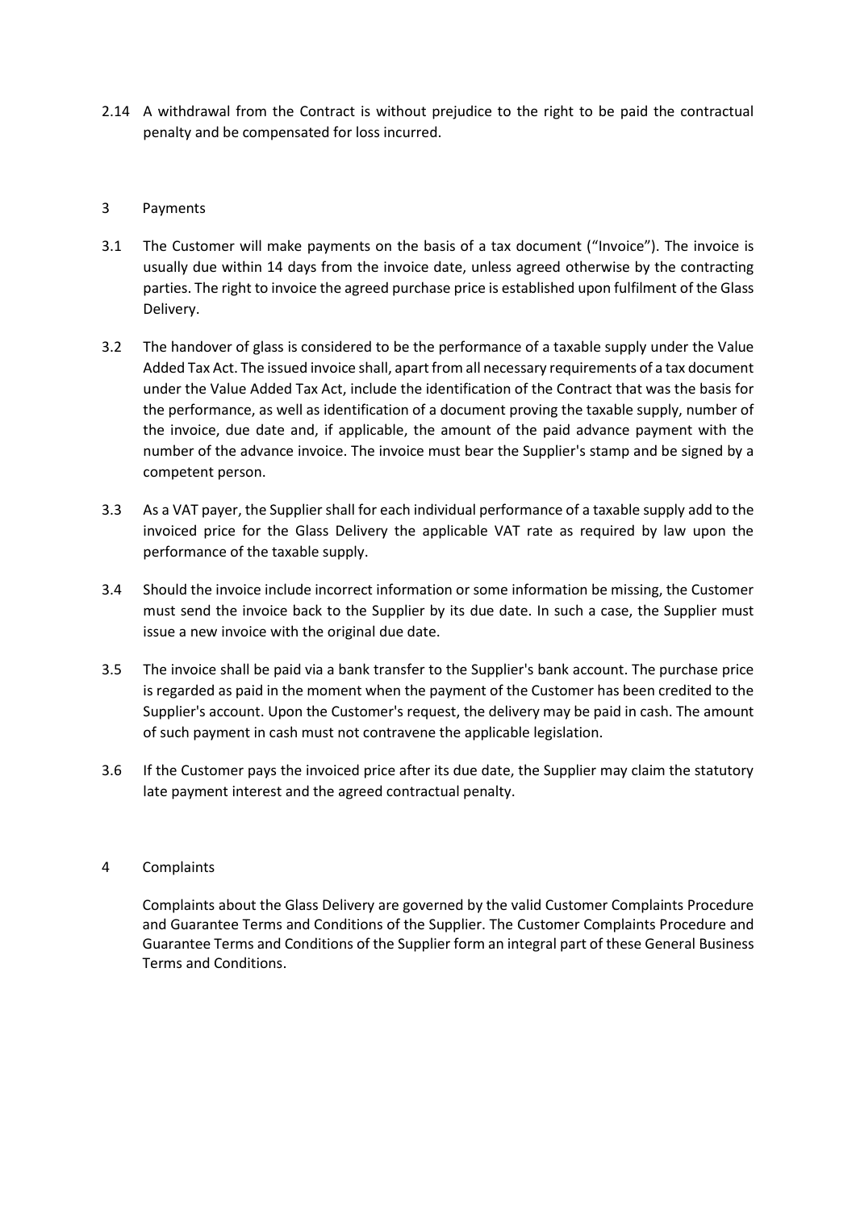2.14 A withdrawal from the Contract is without prejudice to the right to be paid the contractual penalty and be compensated for loss incurred.

## 3 Payments

3.1 The Customer will make payments on the basis of a tax document ("Invoice"). The invoice is usually due within 14 days from the invoice date, unless agreed otherwise by the contracting parties. The right to invoice the agreed purchase price is established upon fulfilment of the Glass Delivery.

3.2 The handover of glass is considered to be the performance of a taxable supply under the Value Added Tax Act. The issued invoice shall, apart from all necessary requirements of a tax document under the Value Added Tax Act, include the identification of the Contract that was the basis for the performance, as well as identification of a document proving the taxable supply, number of the invoice, due date and, if applicable, the amount of the paid advance payment with the number of the advance invoice. The invoice must bear the Supplier's stamp and be signed by a competent person.

3.3 As a VAT payer, the Supplier shall for each individual performance of a taxable supply add to the invoiced price for the Glass Delivery the applicable VAT rate as required by law upon the performance of the taxable supply.

3.4 Should the invoice include incorrect information or some information be missing, the Customer must send the invoice back to the Supplier by its due date. In such a case, the Supplier must issue a new invoice with the original due date.

3.5 The invoice shall be paid via a bank transfer to the Supplier's bank account. The purchase price is regarded as paid in the moment when the payment of the Customer has been credited to the Supplier's account. Upon the Customer's request, the delivery may be paid in cash. The amount of such payment in cash must not contravene the applicable legislation.

3.6 If the Customer pays the invoiced price after its due date, the Supplier may claim the statutory late payment interest and the agreed contractual penalty.

## 4 Complaints

Complaints about the Glass Delivery are governed by the valid Customer Complaints Procedure and Guarantee Terms and Conditions of the Supplier. The Customer Complaints Procedure and Guarantee Terms and Conditions of the Supplier form an integral part of these General Business Terms and Conditions.